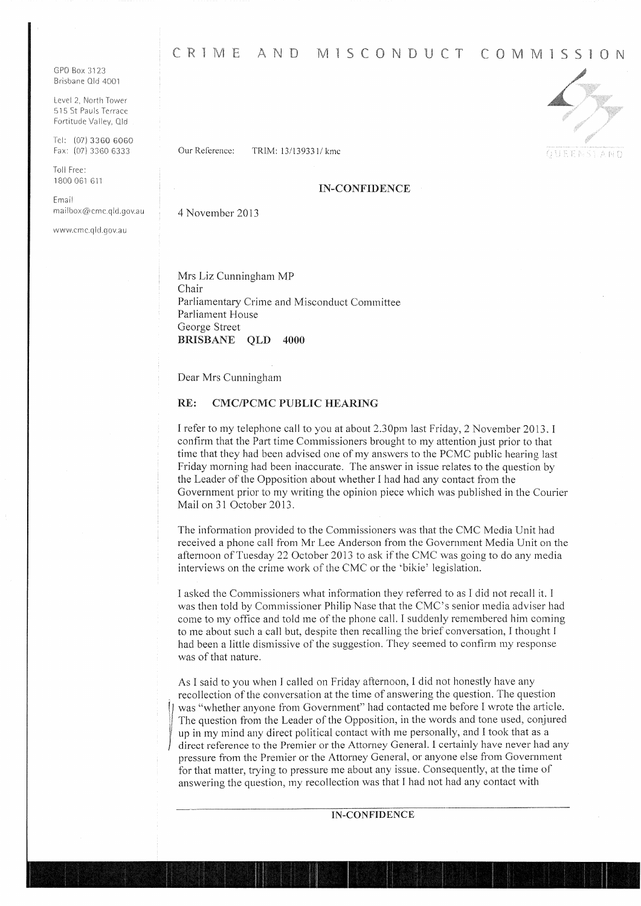# CRIME AND MISCONDUCT COMMISSION

GPO Box 3123
Brisbane Qld 4001

Level 2, North Tower
515 St Pauls Terrace
Fortitude Valley, Qld

Tel: (07) 3360 6060
Fax: (07) 3360 6333

Toll Free:
1800 061 611

Email
mailbox@cmc.qld.gov.au

www.cmc.qld.gov.au

Our Reference: TRIM: 13/139331/ kmc

**IN-CONFIDENCE**

4 November 2013

Mrs Liz Cunningham MP
Chair
Parliamentary Crime and Misconduct Committee
Parliament House
George Street
**BRISBANE QLD 4000**

Dear Mrs Cunningham

**RE: CMC/PCMC PUBLIC HEARING**

I refer to my telephone call to you at about 2.30pm last Friday, 2 November 2013. I confirm that the Part time Commissioners brought to my attention just prior to that time that they had been advised one of my answers to the PCMC public hearing last Friday morning had been inaccurate. The answer in issue relates to the question by the Leader of the Opposition about whether I had had any contact from the Government prior to my writing the opinion piece which was published in the Courier Mail on 31 October 2013.

The information provided to the Commissioners was that the CMC Media Unit had received a phone call from Mr Lee Anderson from the Government Media Unit on the afternoon of Tuesday 22 October 2013 to ask if the CMC was going to do any media interviews on the crime work of the CMC or the 'bikie' legislation.

I asked the Commissioners what information they referred to as I did not recall it. I was then told by Commissioner Philip Nase that the CMC's senior media adviser had come to my office and told me of the phone call. I suddenly remembered him coming to me about such a call but, despite then recalling the brief conversation, I thought I had been a little dismissive of the suggestion. They seemed to confirm my response was of that nature.

As I said to you when I called on Friday afternoon, I did not honestly have any recollection of the conversation at the time of answering the question. The question was "whether anyone from Government" had contacted me before I wrote the article. The question from the Leader of the Opposition, in the words and tone used, conjured up in my mind any direct political contact with me personally, and I took that as a direct reference to the Premier or the Attorney General. I certainly have never had any pressure from the Premier or the Attorney General, or anyone else from Government for that matter, trying to pressure me about any issue. Consequently, at the time of answering the question, my recollection was that I had not had any contact with

**IN-CONFIDENCE**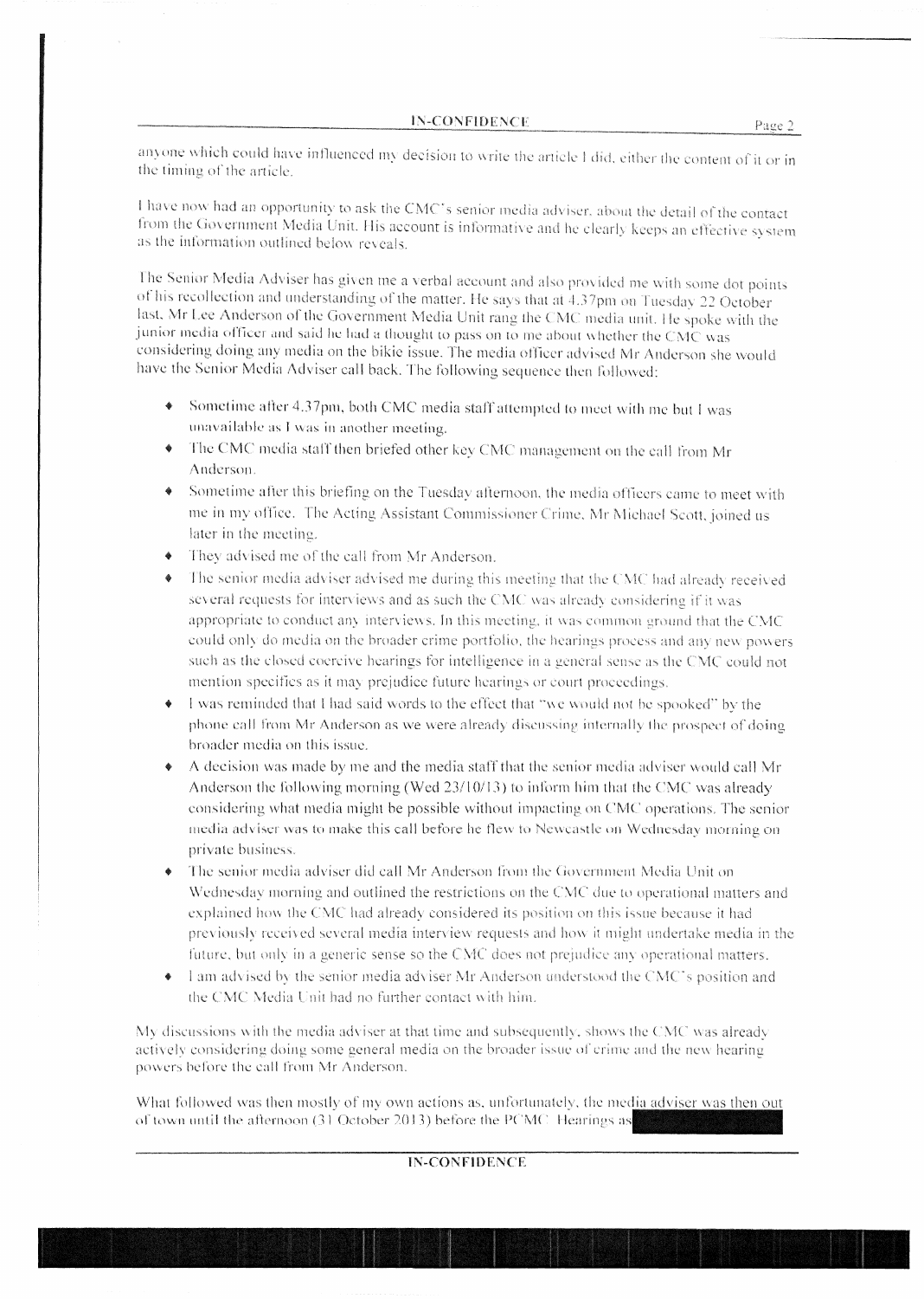anyone which could have influenced my decision to write the article I did, either the content of it or in the timing of the article.

I have now had an opportunity to ask the CMC's senior media adviser, about the detail of the contact from the Government Media Unit. His account is informative and he clearly keeps an effective system as the information outlined below reveals.

The Senior Media Adviser has given me a verbal account and also provided me with some dot points of his recollection and understanding of the matter. He says that at 4.37pm on Tuesday 22 October last, Mr Lee Anderson of the Government Media Unit rang the CMC media unit. He spoke with the junior media officer and said he had a thought to pass on to me about whether the CMC was considering doing any media on the bikie issue. The media officer advised Mr Anderson she would have the Senior Media Adviser call back. The following sequence then followed:

- Sometime after 4.37pm, both CMC media staff attempted to meet with me but I was unavailable as I was in another meeting.
- The CMC media staff then briefed other key CMC management on the call from Mr Anderson.
- Sometime after this briefing on the Tuesday afternoon, the media officers came to meet with me in my office. The Acting Assistant Commissioner Crime, Mr Michael Scott, joined us later in the meeting.
- They advised me of the call from Mr Anderson.
- The senior media adviser advised me during this meeting that the CMC had already received several requests for interviews and as such the CMC was already considering if it was appropriate to conduct any interviews. In this meeting, it was common ground that the CMC could only do media on the broader crime portfolio, the hearings process and any new powers such as the closed coercive hearings for intelligence in a general sense as the CMC could not mention specifics as it may prejudice future hearings or court proceedings.
- I was reminded that I had said words to the effect that "we would not be spooked" by the phone call from Mr Anderson as we were already discussing internally the prospect of doing broader media on this issue.
- A decision was made by me and the media staff that the senior media adviser would call Mr Anderson the following morning (Wed 23/10/13) to inform him that the CMC was already considering what media might be possible without impacting on CMC operations. The senior media adviser was to make this call before he flew to Newcastle on Wednesday morning on private business.
- The senior media adviser did call Mr Anderson from the Government Media Unit on Wednesday morning and outlined the restrictions on the CMC due to operational matters and explained how the CMC had already considered its position on this issue because it had previously received several media interview requests and how it might undertake media in the future, but only in a generic sense so the CMC does not prejudice any operational matters.
- I am advised by the senior media adviser Mr Anderson understood the CMC's position and the CMC Media Unit had no further contact with him.

My discussions with the media adviser at that time and subsequently, shows the CMC was already actively considering doing some general media on the broader issue of crime and the new hearing powers before the call from Mr Anderson.

What followed was then mostly of my own actions as, unfortunately, the media adviser was then out of town until the afternoon (31 October 2013) before the PCMC Hearings as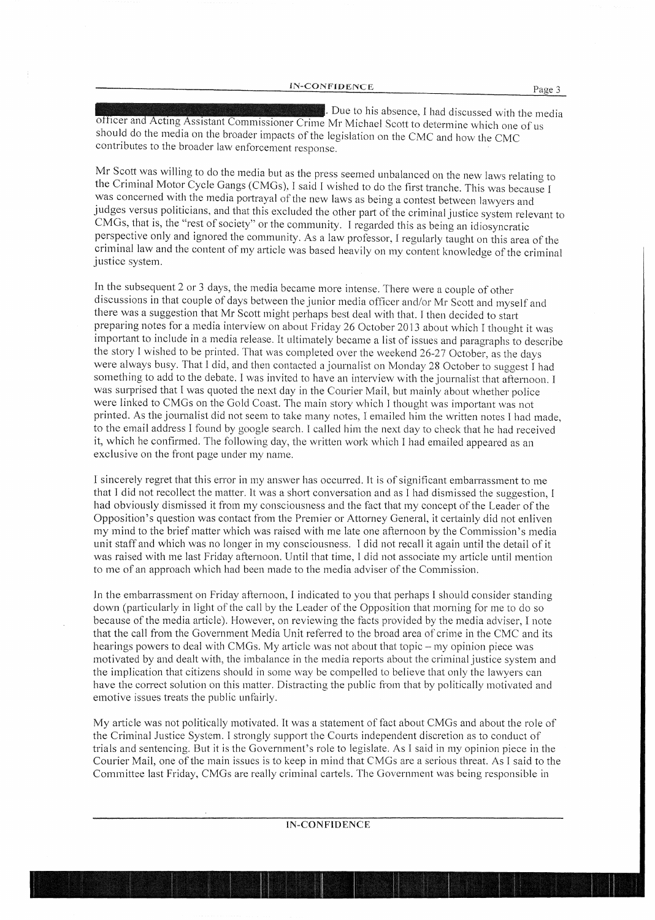. Due to his absence, I had discussed with the media officer and Acting Assistant Commissioner Crime Mr Michael Scott to determine which one of us should do the media on the broader impacts of the legislation on the CMC and how the CMC contributes to the broader law enforcement response.

Mr Scott was willing to do the media but as the press seemed unbalanced on the new laws relating to the Criminal Motor Cycle Gangs (CMGs), I said I wished to do the first tranche. This was because I was concerned with the media portrayal of the new laws as being a contest between lawyers and judges versus politicians, and that this excluded the other part of the criminal justice system relevant to CMGs, that is, the "rest of society" or the community. I regarded this as being an idiosyncratic perspective only and ignored the community. As a law professor, I regularly taught on this area of the criminal law and the content of my article was based heavily on my content knowledge of the criminal justice system.

In the subsequent 2 or 3 days, the media became more intense. There were a couple of other discussions in that couple of days between the junior media officer and/or Mr Scott and myself and there was a suggestion that Mr Scott might perhaps best deal with that. I then decided to start preparing notes for a media interview on about Friday 26 October 2013 about which I thought it was important to include in a media release. It ultimately became a list of issues and paragraphs to describe the story I wished to be printed. That was completed over the weekend 26-27 October, as the days were always busy. That I did, and then contacted a journalist on Monday 28 October to suggest I had something to add to the debate. I was invited to have an interview with the journalist that afternoon. I was surprised that I was quoted the next day in the Courier Mail, but mainly about whether police were linked to CMGs on the Gold Coast. The main story which I thought was important was not printed. As the journalist did not seem to take many notes, I emailed him the written notes I had made, to the email address I found by google search. I called him the next day to check that he had received it, which he confirmed. The following day, the written work which I had emailed appeared as an exclusive on the front page under my name.

I sincerely regret that this error in my answer has occurred. It is of significant embarrassment to me that I did not recollect the matter. It was a short conversation and as I had dismissed the suggestion, I had obviously dismissed it from my consciousness and the fact that my concept of the Leader of the Opposition's question was contact from the Premier or Attorney General, it certainly did not enliven my mind to the brief matter which was raised with me late one afternoon by the Commission's media unit staff and which was no longer in my consciousness. I did not recall it again until the detail of it was raised with me last Friday afternoon. Until that time, I did not associate my article until mention to me of an approach which had been made to the media adviser of the Commission.

In the embarrassment on Friday afternoon, I indicated to you that perhaps I should consider standing down (particularly in light of the call by the Leader of the Opposition that morning for me to do so because of the media article). However, on reviewing the facts provided by the media adviser, I note that the call from the Government Media Unit referred to the broad area of crime in the CMC and its hearings powers to deal with CMGs. My article was not about that topic – my opinion piece was motivated by and dealt with, the imbalance in the media reports about the criminal justice system and the implication that citizens should in some way be compelled to believe that only the lawyers can have the correct solution on this matter. Distracting the public from that by politically motivated and emotive issues treats the public unfairly.

My article was not politically motivated. It was a statement of fact about CMGs and about the role of the Criminal Justice System. I strongly support the Courts independent discretion as to conduct of trials and sentencing. But it is the Government's role to legislate. As I said in my opinion piece in the Courier Mail, one of the main issues is to keep in mind that CMGs are a serious threat. As I said to the Committee last Friday, CMGs are really criminal cartels. The Government was being responsible in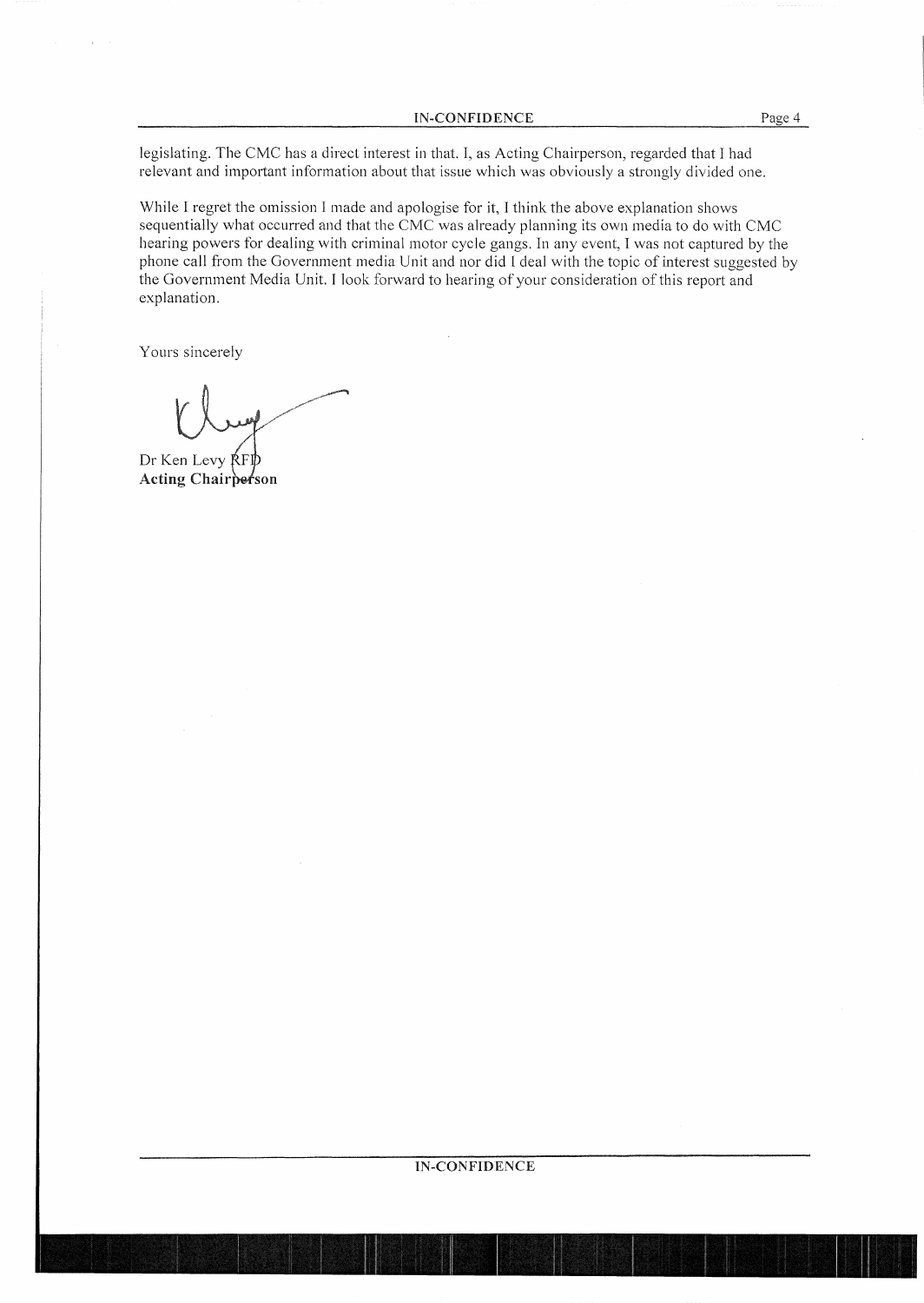legislating. The CMC has a direct interest in that. I, as Acting Chairperson, regarded that I had relevant and important information about that issue which was obviously a strongly divided one.

While I regret the omission I made and apologise for it, I think the above explanation shows sequentially what occurred and that the CMC was already planning its own media to do with CMC hearing powers for dealing with criminal motor cycle gangs. In any event, I was not captured by the phone call from the Government media Unit and nor did I deal with the topic of interest suggested by the Government Media Unit. I look forward to hearing of your consideration of this report and explanation.

Yours sincerely

Dr Ken Levy RFD
**Acting Chairperson**